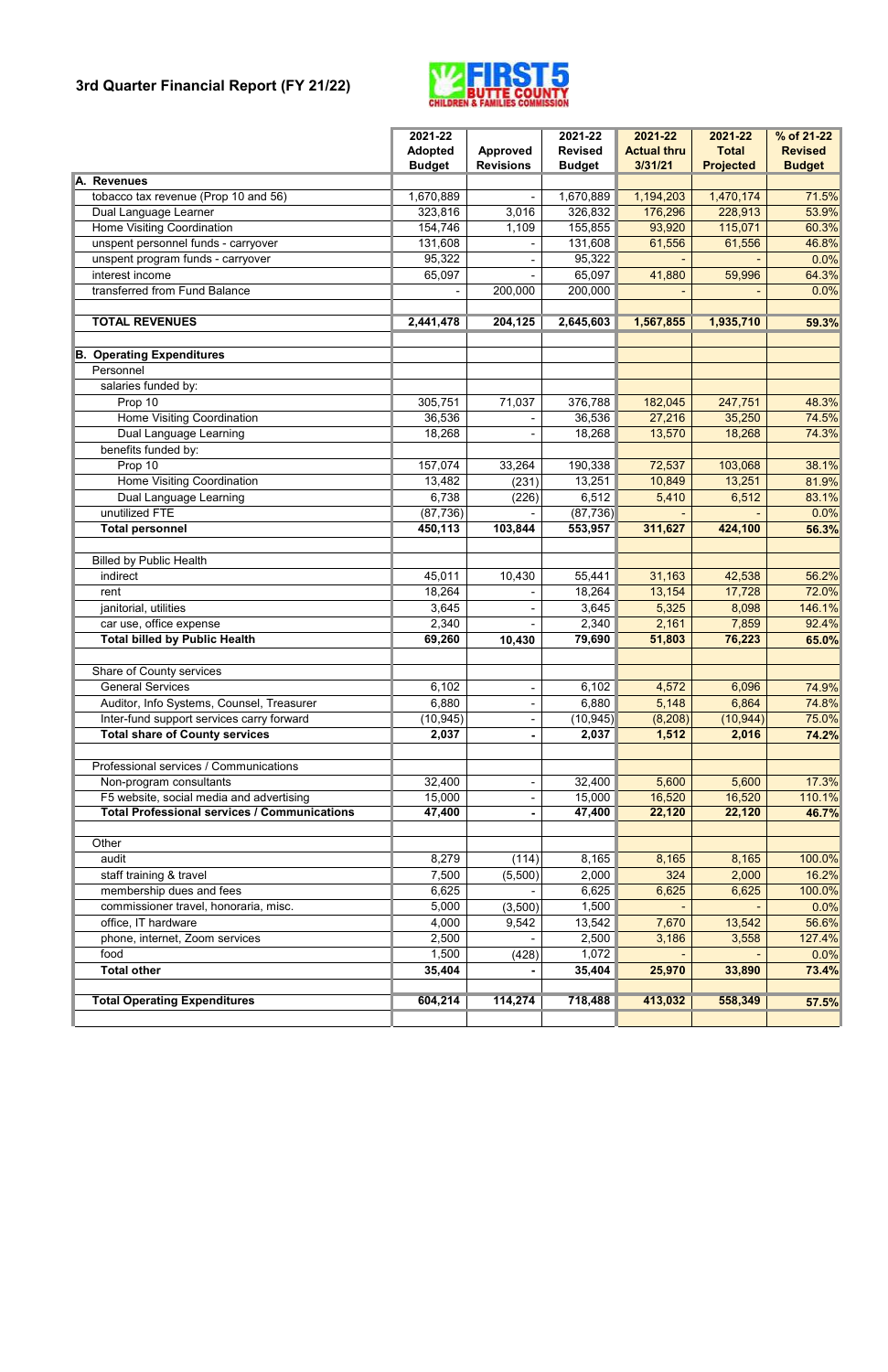## 3rd Quarter Financial Report (FY 21/22)

FIRST 5 BUTTE COUNTY CHILDREN & FAMILIES COMMISSION

| | 2021-22 Adopted Budget | Approved Revisions | 2021-22 Revised Budget | 2021-22 Actual thru 3/31/21 | 2021-22 Total Projected | % of 21-22 Revised Budget |
|---|---|---|---|---|---|---|
| **A. Revenues** | | | | | | |
| tobacco tax revenue (Prop 10 and 56) | 1,670,889 | - | 1,670,889 | 1,194,203 | 1,470,174 | 71.5% |
| Dual Language Learner | 323,816 | 3,016 | 326,832 | 176,296 | 228,913 | 53.9% |
| Home Visiting Coordination | 154,746 | 1,109 | 155,855 | 93,920 | 115,071 | 60.3% |
| unspent personnel funds - carryover | 131,608 | - | 131,608 | 61,556 | 61,556 | 46.8% |
| unspent program funds - carryover | 95,322 | - | 95,322 | - | - | 0.0% |
| interest income | 65,097 | - | 65,097 | 41,880 | 59,996 | 64.3% |
| transferred from Fund Balance | - | 200,000 | 200,000 | - | - | 0.0% |
| | | | | | | |
| **TOTAL REVENUES** | **2,441,478** | **204,125** | **2,645,603** | **1,567,855** | **1,935,710** | **59.3%** |
| | | | | | | |
| **B. Operating Expenditures** | | | | | | |
| Personnel | | | | | | |
| salaries funded by: | | | | | | |
| Prop 10 | 305,751 | 71,037 | 376,788 | 182,045 | 247,751 | 48.3% |
| Home Visiting Coordination | 36,536 | - | 36,536 | 27,216 | 35,250 | 74.5% |
| Dual Language Learning | 18,268 | - | 18,268 | 13,570 | 18,268 | 74.3% |
| benefits funded by: | | | | | | |
| Prop 10 | 157,074 | 33,264 | 190,338 | 72,537 | 103,068 | 38.1% |
| Home Visiting Coordination | 13,482 | (231) | 13,251 | 10,849 | 13,251 | 81.9% |
| Dual Language Learning | 6,738 | (226) | 6,512 | 5,410 | 6,512 | 83.1% |
| unutilized FTE | (87,736) | - | (87,736) | - | - | 0.0% |
| **Total personnel** | **450,113** | **103,844** | **553,957** | **311,627** | **424,100** | **56.3%** |
| | | | | | | |
| Billed by Public Health | | | | | | |
| indirect | 45,011 | 10,430 | 55,441 | 31,163 | 42,538 | 56.2% |
| rent | 18,264 | - | 18,264 | 13,154 | 17,728 | 72.0% |
| janitorial, utilities | 3,645 | - | 3,645 | 5,325 | 8,098 | 146.1% |
| car use, office expense | 2,340 | - | 2,340 | 2,161 | 7,859 | 92.4% |
| **Total billed by Public Health** | **69,260** | **10,430** | **79,690** | **51,803** | **76,223** | **65.0%** |
| | | | | | | |
| Share of County services | | | | | | |
| General Services | 6,102 | - | 6,102 | 4,572 | 6,096 | 74.9% |
| Auditor, Info Systems, Counsel, Treasurer | 6,880 | - | 6,880 | 5,148 | 6,864 | 74.8% |
| Inter-fund support services carry forward | (10,945) | - | (10,945) | (8,208) | (10,944) | 75.0% |
| **Total share of County services** | **2,037** | **-** | **2,037** | **1,512** | **2,016** | **74.2%** |
| | | | | | | |
| Professional services / Communications | | | | | | |
| Non-program consultants | 32,400 | - | 32,400 | 5,600 | 5,600 | 17.3% |
| F5 website, social media and advertising | 15,000 | - | 15,000 | 16,520 | 16,520 | 110.1% |
| **Total Professional services / Communications** | **47,400** | **-** | **47,400** | **22,120** | **22,120** | **46.7%** |
| | | | | | | |
| Other | | | | | | |
| audit | 8,279 | (114) | 8,165 | 8,165 | 8,165 | 100.0% |
| staff training & travel | 7,500 | (5,500) | 2,000 | 324 | 2,000 | 16.2% |
| membership dues and fees | 6,625 | - | 6,625 | 6,625 | 6,625 | 100.0% |
| commissioner travel, honoraria, misc. | 5,000 | (3,500) | 1,500 | - | - | 0.0% |
| office, IT hardware | 4,000 | 9,542 | 13,542 | 7,670 | 13,542 | 56.6% |
| phone, internet, Zoom services | 2,500 | - | 2,500 | 3,186 | 3,558 | 127.4% |
| food | 1,500 | (428) | 1,072 | - | - | 0.0% |
| **Total other** | **35,404** | **-** | **35,404** | **25,970** | **33,890** | **73.4%** |
| | | | | | | |
| **Total Operating Expenditures** | **604,214** | **114,274** | **718,488** | **413,032** | **558,349** | **57.5%** |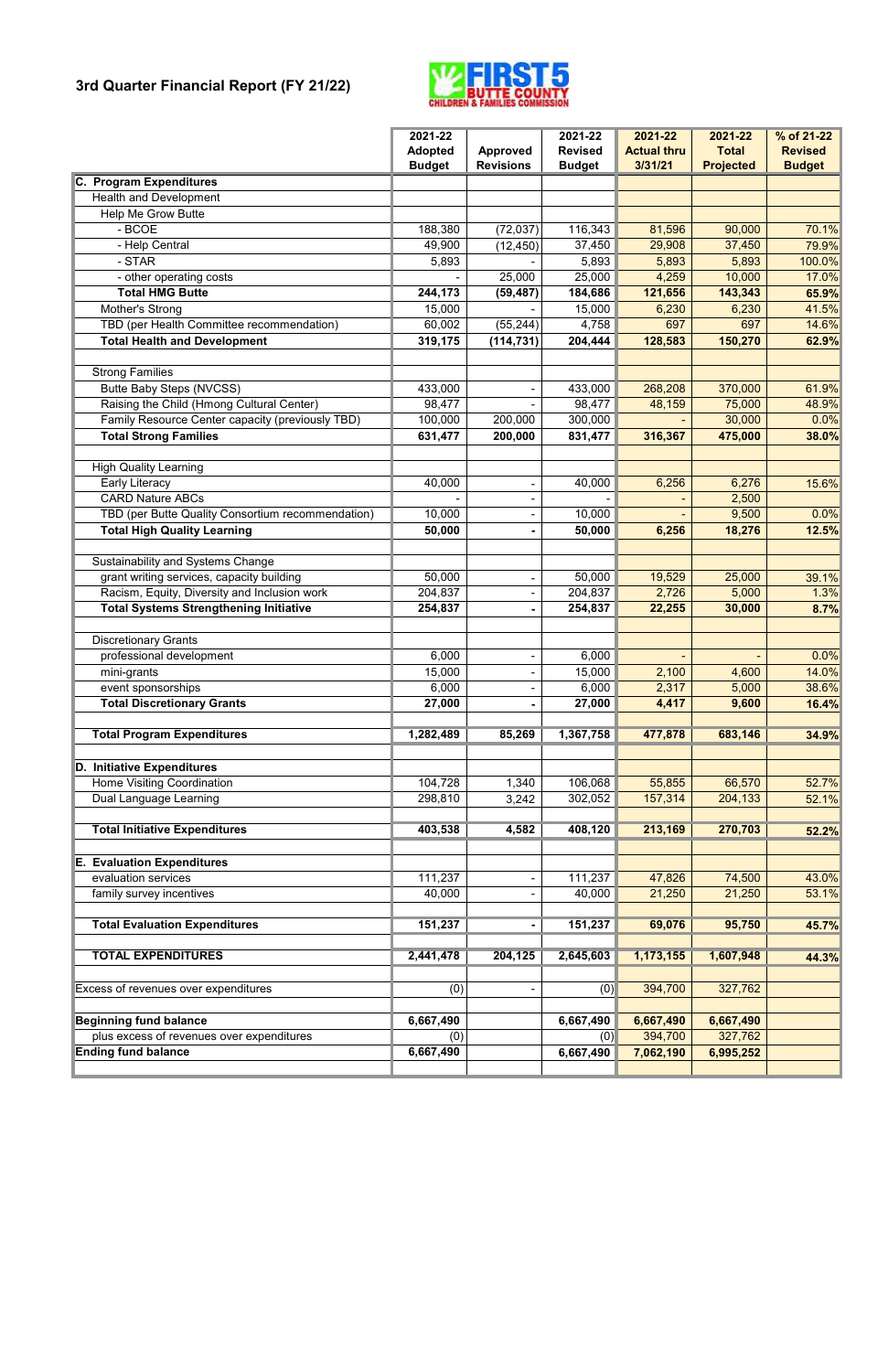# 3rd Quarter Financial Report (FY 21/22)

FIRST 5 BUTTE COUNTY CHILDREN & FAMILIES COMMISSION

| | 2021-22 Adopted Budget | Approved Revisions | 2021-22 Revised Budget | 2021-22 Actual thru 3/31/21 | 2021-22 Total Projected | % of 21-22 Revised Budget |
|---|---|---|---|---|---|---|
| **C. Program Expenditures** | | | | | | |
| Health and Development | | | | | | |
| Help Me Grow Butte | | | | | | |
| - BCOE | 188,380 | (72,037) | 116,343 | 81,596 | 90,000 | 70.1% |
| - Help Central | 49,900 | (12,450) | 37,450 | 29,908 | 37,450 | 79.9% |
| - STAR | 5,893 | - | 5,893 | 5,893 | 5,893 | 100.0% |
| - other operating costs | - | 25,000 | 25,000 | 4,259 | 10,000 | 17.0% |
| **Total HMG Butte** | **244,173** | **(59,487)** | **184,686** | **121,656** | **143,343** | **65.9%** |
| Mother's Strong | 15,000 | - | 15,000 | 6,230 | 6,230 | 41.5% |
| TBD (per Health Committee recommendation) | 60,002 | (55,244) | 4,758 | 697 | 697 | 14.6% |
| **Total Health and Development** | **319,175** | **(114,731)** | **204,444** | **128,583** | **150,270** | **62.9%** |
| | | | | | | |
| Strong Families | | | | | | |
| Butte Baby Steps (NVCSS) | 433,000 | - | 433,000 | 268,208 | 370,000 | 61.9% |
| Raising the Child (Hmong Cultural Center) | 98,477 | - | 98,477 | 48,159 | 75,000 | 48.9% |
| Family Resource Center capacity (previously TBD) | 100,000 | 200,000 | 300,000 | - | 30,000 | 0.0% |
| **Total Strong Families** | **631,477** | **200,000** | **831,477** | **316,367** | **475,000** | **38.0%** |
| | | | | | | |
| High Quality Learning | | | | | | |
| Early Literacy | 40,000 | - | 40,000 | 6,256 | 6,276 | 15.6% |
| CARD Nature ABCs | - | - | - | - | 2,500 | |
| TBD (per Butte Quality Consortium recommendation) | 10,000 | - | 10,000 | - | 9,500 | 0.0% |
| **Total High Quality Learning** | **50,000** | **-** | **50,000** | **6,256** | **18,276** | **12.5%** |
| | | | | | | |
| Sustainability and Systems Change | | | | | | |
| grant writing services, capacity building | 50,000 | - | 50,000 | 19,529 | 25,000 | 39.1% |
| Racism, Equity, Diversity and Inclusion work | 204,837 | - | 204,837 | 2,726 | 5,000 | 1.3% |
| **Total Systems Strengthening Initiative** | **254,837** | **-** | **254,837** | **22,255** | **30,000** | **8.7%** |
| | | | | | | |
| Discretionary Grants | | | | | | |
| professional development | 6,000 | - | 6,000 | - | - | 0.0% |
| mini-grants | 15,000 | - | 15,000 | 2,100 | 4,600 | 14.0% |
| event sponsorships | 6,000 | - | 6,000 | 2,317 | 5,000 | 38.6% |
| **Total Discretionary Grants** | **27,000** | **-** | **27,000** | **4,417** | **9,600** | **16.4%** |
| | | | | | | |
| **Total Program Expenditures** | **1,282,489** | **85,269** | **1,367,758** | **477,878** | **683,146** | **34.9%** |
| | | | | | | |
| **D. Initiative Expenditures** | | | | | | |
| Home Visiting Coordination | 104,728 | 1,340 | 106,068 | 55,855 | 66,570 | 52.7% |
| Dual Language Learning | 298,810 | 3,242 | 302,052 | 157,314 | 204,133 | 52.1% |
| | | | | | | |
| **Total Initiative Expenditures** | **403,538** | **4,582** | **408,120** | **213,169** | **270,703** | **52.2%** |
| | | | | | | |
| **E. Evaluation Expenditures** | | | | | | |
| evaluation services | 111,237 | - | 111,237 | 47,826 | 74,500 | 43.0% |
| family survey incentives | 40,000 | - | 40,000 | 21,250 | 21,250 | 53.1% |
| | | | | | | |
| **Total Evaluation Expenditures** | **151,237** | **-** | **151,237** | **69,076** | **95,750** | **45.7%** |
| | | | | | | |
| **TOTAL EXPENDITURES** | **2,441,478** | **204,125** | **2,645,603** | **1,173,155** | **1,607,948** | **44.3%** |
| | | | | | | |
| Excess of revenues over expenditures | (0) | - | (0) | 394,700 | 327,762 | |
| | | | | | | |
| **Beginning fund balance** | **6,667,490** | | **6,667,490** | **6,667,490** | **6,667,490** | |
| plus excess of revenues over expenditures | (0) | | (0) | 394,700 | 327,762 | |
| **Ending fund balance** | **6,667,490** | | **6,667,490** | **7,062,190** | **6,995,252** | |